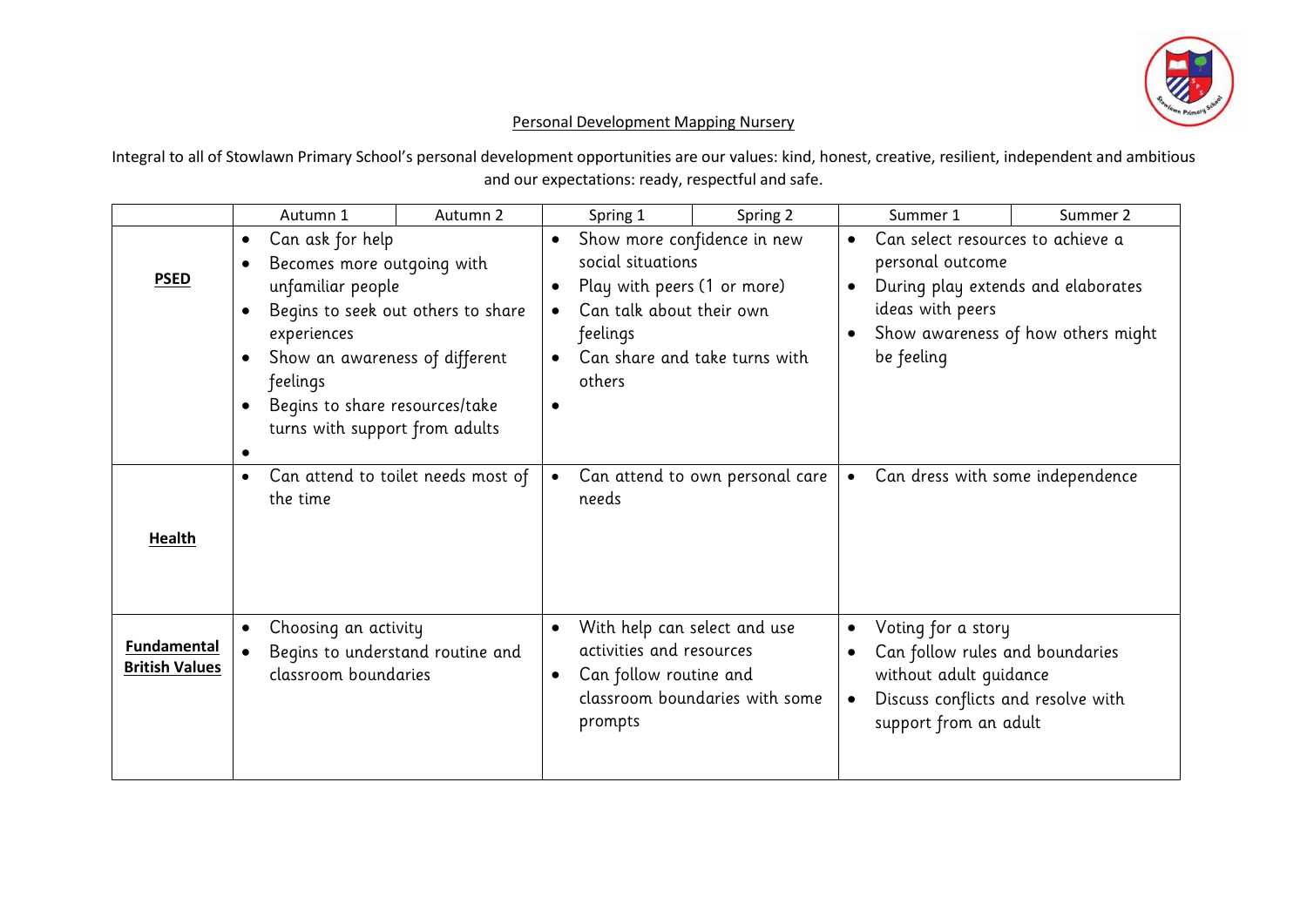# Personal Development Mapping Nursery

Integral to all of Stowlawn Primary School's personal development opportunities are our values: kind, honest, creative, resilient, independent and ambitious and our expectations: ready, respectful and safe.

| | Autumn 1 | Autumn 2 | Spring 1 | Spring 2 | Summer 1 | Summer 2 |
|---|---|---|---|---|---|---|
| **PSED** | • Can ask for help<br>• Becomes more outgoing with unfamiliar people<br>• Begins to seek out others to share experiences<br>• Show an awareness of different feelings<br>• Begins to share resources/take turns with support from adults | | • Show more confidence in new social situations<br>• Play with peers (1 or more)<br>• Can talk about their own feelings<br>• Can share and take turns with others | | • Can select resources to achieve a personal outcome<br>• During play extends and elaborates ideas with peers<br>• Show awareness of how others might be feeling | |
| **Health** | • Can attend to toilet needs most of the time | | • Can attend to own personal care needs | | • Can dress with some independence | |
| **Fundamental British Values** | • Choosing an activity<br>• Begins to understand routine and classroom boundaries | | • With help can select and use activities and resources<br>• Can follow routine and classroom boundaries with some prompts | | • Voting for a story<br>• Can follow rules and boundaries without adult guidance<br>• Discuss conflicts and resolve with support from an adult | |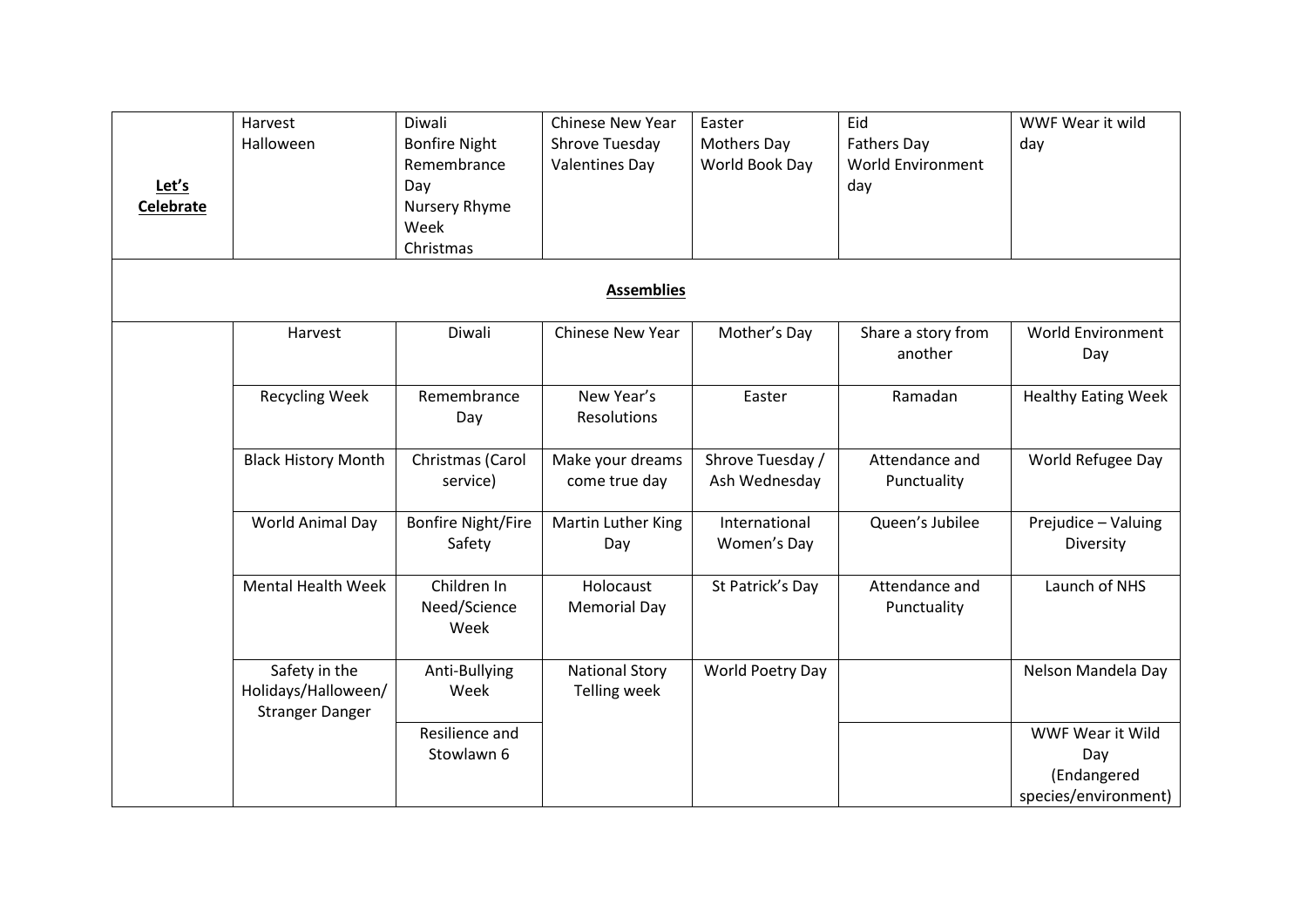| | | | | | | |
|---|---|---|---|---|---|---|
| **Let's Celebrate** | Harvest<br>Halloween | Diwali<br>Bonfire Night<br>Remembrance Day<br>Nursery Rhyme Week<br>Christmas | Chinese New Year<br>Shrove Tuesday<br>Valentines Day | Easter<br>Mothers Day<br>World Book Day | Eid<br>Fathers Day<br>World Environment day | WWF Wear it wild day |
| **Assemblies** | | | | | | |
| | Harvest | Diwali | Chinese New Year | Mother's Day | Share a story from another | World Environment Day |
| | Recycling Week | Remembrance Day | New Year's Resolutions | Easter | Ramadan | Healthy Eating Week |
| | Black History Month | Christmas (Carol service) | Make your dreams come true day | Shrove Tuesday / Ash Wednesday | Attendance and Punctuality | World Refugee Day |
| | World Animal Day | Bonfire Night/Fire Safety | Martin Luther King Day | International Women's Day | Queen's Jubilee | Prejudice – Valuing Diversity |
| | Mental Health Week | Children In Need/Science Week | Holocaust Memorial Day | St Patrick's Day | Attendance and Punctuality | Launch of NHS |
| | Safety in the Holidays/Halloween/ Stranger Danger | Anti-Bullying Week | National Story Telling week | World Poetry Day | | Nelson Mandela Day |
| | | Resilience and Stowlawn 6 | | | | WWF Wear it Wild Day (Endangered species/environment) |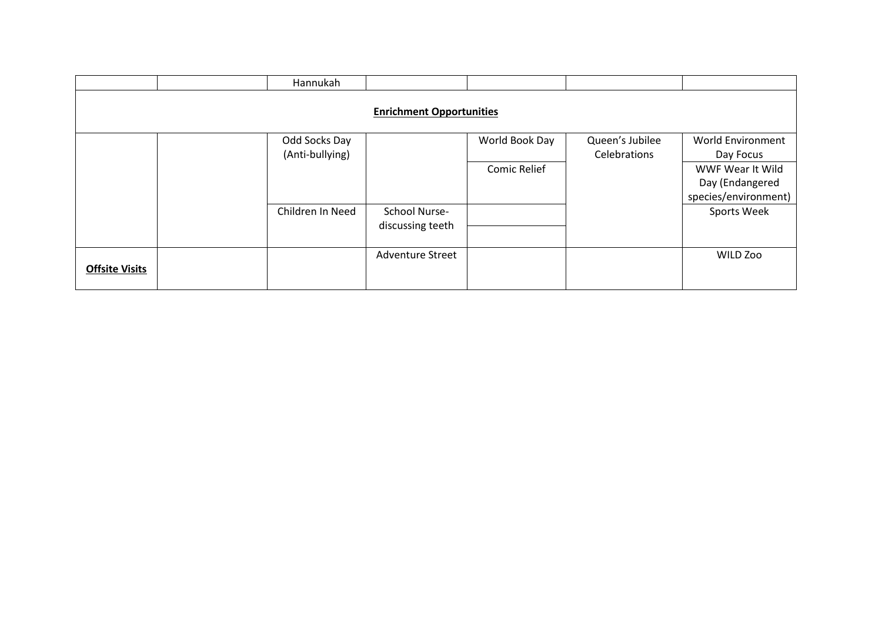| | | | | | | |
|---|---|---|---|---|---|---|
| | | Hannukah | | | | |
| **Enrichment Opportunities** | | | | | | |
| | | Odd Socks Day (Anti-bullying) | | World Book Day | Queen's Jubilee Celebrations | World Environment Day Focus |
| | | | | Comic Relief | | WWF Wear It Wild Day (Endangered species/environment) |
| | | Children In Need | School Nurse- discussing teeth | | | Sports Week |
| **Offsite Visits** | | | Adventure Street | | | WILD Zoo |